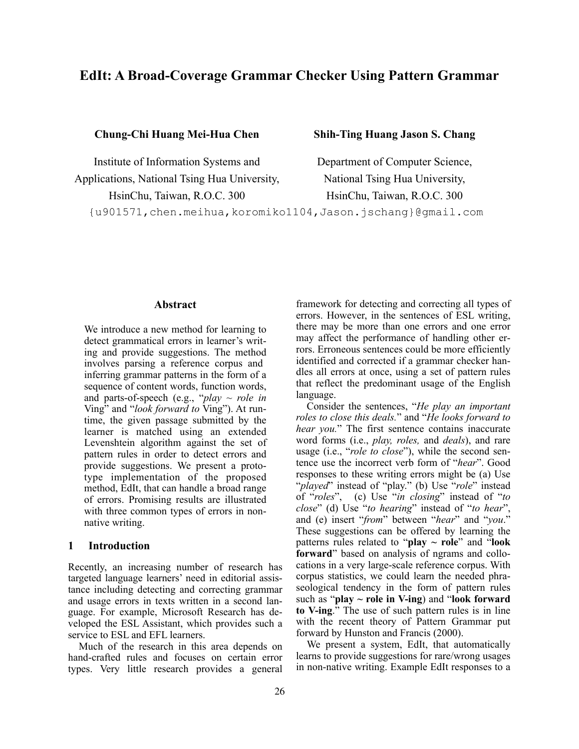# EdIt: A Broad-Coverage Grammar Checker Using Pattern Grammar

**Chung-Chi Huang Mei-Hua Chen**

Institute of Information Systems and Applications, National Tsing Hua University, HsinChu, Taiwan, R.O.C. 300

**Shih-Ting Huang Jason S. Chang**

Department of Computer Science, National Tsing Hua University, HsinChu, Taiwan, R.O.C. 300

{u901571,chen.meihua,koromiko1104,Jason.jschang}@gmail.com

## Abstract

We introduce a new method for learning to detect grammatical errors in learner's writing and provide suggestions. The method involves parsing a reference corpus and inferring grammar patterns in the form of a sequence of content words, function words, and parts-of-speech (e.g., "*play ~ role in* Ving" and "*look forward to* Ving"). At runtime, the given passage submitted by the learner is matched using an extended Levenshtein algorithm against the set of pattern rules in order to detect errors and provide suggestions. We present a prototype implementation of the proposed method, EdIt, that can handle a broad range of errors. Promising results are illustrated with three common types of errors in non-native writing.

## 1 Introduction

Recently, an increasing number of research has targeted language learners' need in editorial assistance including detecting and correcting grammar and usage errors in texts written in a second language. For example, Microsoft Research has developed the ESL Assistant, which provides such a service to ESL and EFL learners.

Much of the research in this area depends on hand-crafted rules and focuses on certain error types. Very little research provides a general framework for detecting and correcting all types of errors. However, in the sentences of ESL writing, there may be more than one errors and one error may affect the performance of handling other errors. Erroneous sentences could be more efficiently identified and corrected if a grammar checker handles all errors at once, using a set of pattern rules that reflect the predominant usage of the English language.

Consider the sentences, "*He play an important roles to close this deals.*" and "*He looks forward to hear you.*" The first sentence contains inaccurate word forms (i.e., *play, roles,* and *deals*), and rare usage (i.e., "*role to close*"), while the second sentence use the incorrect verb form of "*hear*". Good responses to these writing errors might be (a) Use "*played*" instead of "play." (b) Use "*role*" instead of "*roles*", (c) Use "*in closing*" instead of "*to close*" (d) Use "*to hearing*" instead of "*to hear*", and (e) insert "*from*" between "*hear*" and "*you*." These suggestions can be offered by learning the patterns rules related to "**play ~ role**" and "**look forward**" based on analysis of ngrams and collocations in a very large-scale reference corpus. With corpus statistics, we could learn the needed phraseological tendency in the form of pattern rules such as "**play ~ role in V-ing**) and "**look forward to V-ing**." The use of such pattern rules is in line with the recent theory of Pattern Grammar put forward by Hunston and Francis (2000).

We present a system, EdIt, that automatically learns to provide suggestions for rare/wrong usages in non-native writing. Example EdIt responses to a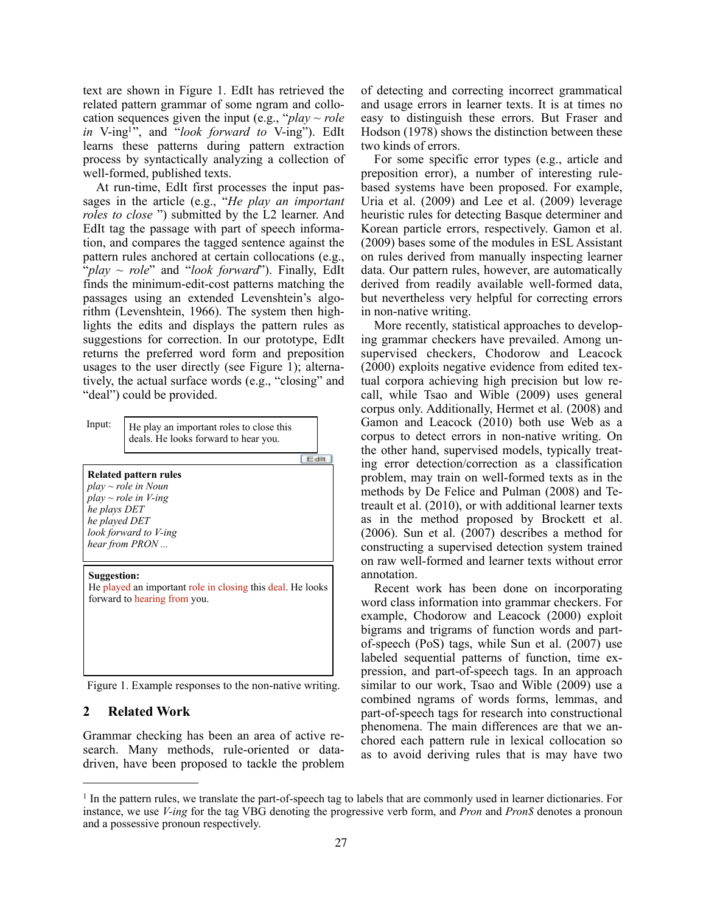text are shown in Figure 1. EdIt has retrieved the related pattern grammar of some ngram and collocation sequences given the input (e.g., "*play ~ role in* V-ing[1]", and "*look forward to* V-ing"). EdIt learns these patterns during pattern extraction process by syntactically analyzing a collection of well-formed, published texts.

At run-time, EdIt first processes the input passages in the article (e.g., "*He play an important roles to close* ") submitted by the L2 learner. And EdIt tag the passage with part of speech information, and compares the tagged sentence against the pattern rules anchored at certain collocations (e.g., "*play ~ role*" and "*look forward*"). Finally, EdIt finds the minimum-edit-cost patterns matching the passages using an extended Levenshtein's algorithm (Levenshtein, 1966). The system then highlights the edits and displays the pattern rules as suggestions for correction. In our prototype, EdIt returns the preferred word form and preposition usages to the user directly (see Figure 1); alternatively, the actual surface words (e.g., "closing" and "deal") could be provided.

Input: He play an important roles to close this deals. He looks forward to hear you.

Edit

**Related pattern rules**
*play ~ role in Noun*
*play ~ role in V-ing*
*he plays DET*
*he played DET*
*look forward to V-ing*
*hear from PRON ...*

**Suggestion:**
He played an important role in closing this deal. He looks forward to hearing from you.

Figure 1. Example responses to the non-native writing.

## 2 Related Work

Grammar checking has been an area of active research. Many methods, rule-oriented or data-driven, have been proposed to tackle the problem of detecting and correcting incorrect grammatical and usage errors in learner texts. It is at times no easy to distinguish these errors. But Fraser and Hodson (1978) shows the distinction between these two kinds of errors.

For some specific error types (e.g., article and preposition error), a number of interesting rule-based systems have been proposed. For example, Uria et al. (2009) and Lee et al. (2009) leverage heuristic rules for detecting Basque determiner and Korean particle errors, respectively. Gamon et al. (2009) bases some of the modules in ESL Assistant on rules derived from manually inspecting learner data. Our pattern rules, however, are automatically derived from readily available well-formed data, but nevertheless very helpful for correcting errors in non-native writing.

More recently, statistical approaches to developing grammar checkers have prevailed. Among unsupervised checkers, Chodorow and Leacock (2000) exploits negative evidence from edited textual corpora achieving high precision but low recall, while Tsao and Wible (2009) uses general corpus only. Additionally, Hermet et al. (2008) and Gamon and Leacock (2010) both use Web as a corpus to detect errors in non-native writing. On the other hand, supervised models, typically treating error detection/correction as a classification problem, may train on well-formed texts as in the methods by De Felice and Pulman (2008) and Tetreault et al. (2010), or with additional learner texts as in the method proposed by Brockett et al. (2006). Sun et al. (2007) describes a method for constructing a supervised detection system trained on raw well-formed and learner texts without error annotation.

Recent work has been done on incorporating word class information into grammar checkers. For example, Chodorow and Leacock (2000) exploit bigrams and trigrams of function words and part-of-speech (PoS) tags, while Sun et al. (2007) use labeled sequential patterns of function, time expression, and part-of-speech tags. In an approach similar to our work, Tsao and Wible (2009) use a combined ngrams of words forms, lemmas, and part-of-speech tags for research into constructional phenomena. The main differences are that we anchored each pattern rule in lexical collocation so as to avoid deriving rules that is may have two

[1] In the pattern rules, we translate the part-of-speech tag to labels that are commonly used in learner dictionaries. For instance, we use *V-ing* for the tag VBG denoting the progressive verb form, and *Pron* and *Pron$* denotes a pronoun and a possessive pronoun respectively.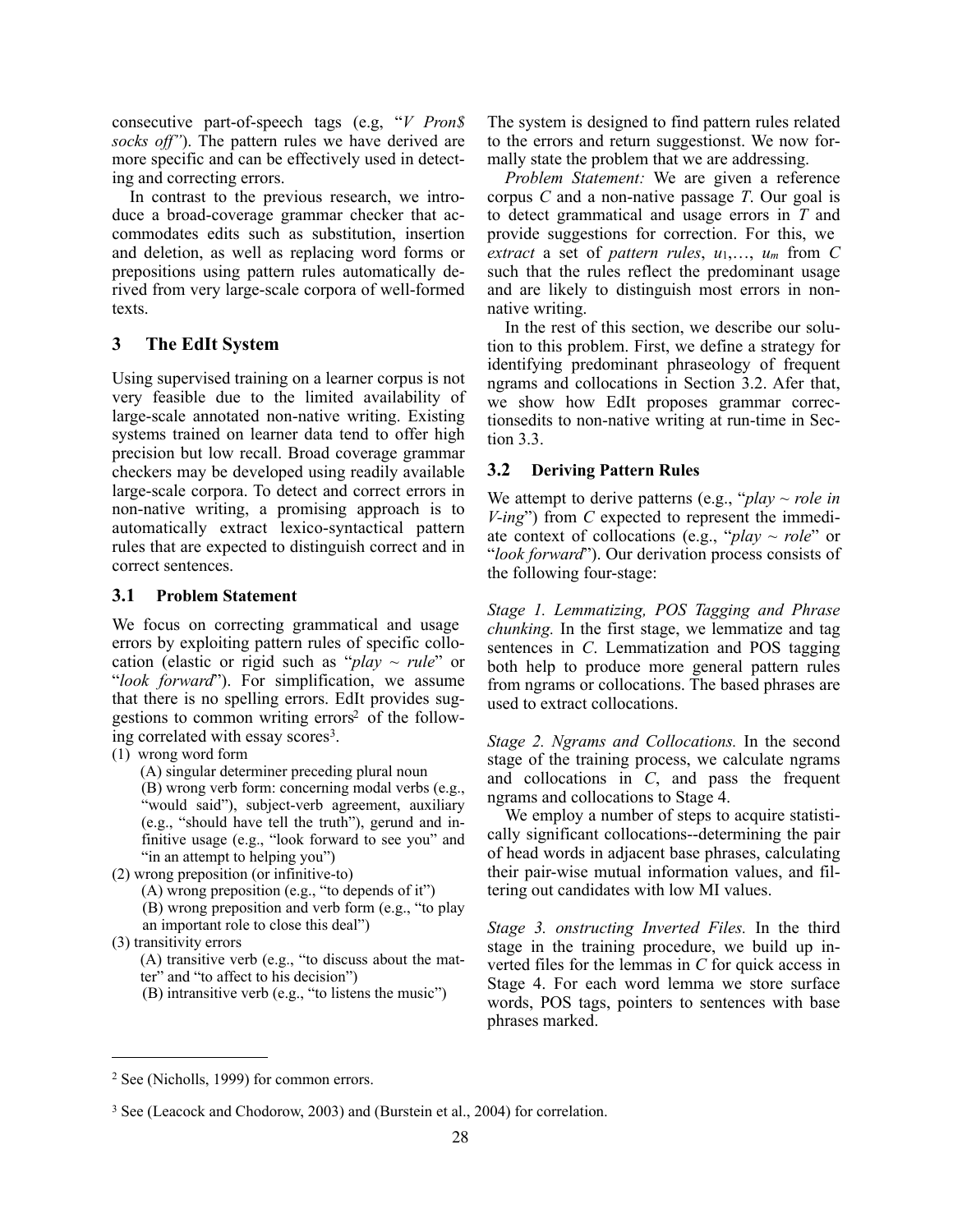consecutive part-of-speech tags (e.g, "*V Pron$ socks off"*). The pattern rules we have derived are more specific and can be effectively used in detecting and correcting errors.

In contrast to the previous research, we introduce a broad-coverage grammar checker that accommodates edits such as substitution, insertion and deletion, as well as replacing word forms or prepositions using pattern rules automatically derived from very large-scale corpora of well-formed texts.

## 3 The EdIt System

Using supervised training on a learner corpus is not very feasible due to the limited availability of large-scale annotated non-native writing. Existing systems trained on learner data tend to offer high precision but low recall. Broad coverage grammar checkers may be developed using readily available large-scale corpora. To detect and correct errors in non-native writing, a promising approach is to automatically extract lexico-syntactical pattern rules that are expected to distinguish correct and in correct sentences.

### 3.1 Problem Statement

We focus on correcting grammatical and usage errors by exploiting pattern rules of specific collocation (elastic or rigid such as "*play ~ rule*" or "*look forward*"). For simplification, we assume that there is no spelling errors. EdIt provides suggestions to common writing errors[2] of the following correlated with essay scores[3].

(1) wrong word form
  (A) singular determiner preceding plural noun
  (B) wrong verb form: concerning modal verbs (e.g., "would said"), subject-verb agreement, auxiliary (e.g., "should have tell the truth"), gerund and infinitive usage (e.g., "look forward to see you" and "in an attempt to helping you")

(2) wrong preposition (or infinitive-to)
  (A) wrong preposition (e.g., "to depends of it")
  (B) wrong preposition and verb form (e.g., "to play an important role to close this deal")

(3) transitivity errors
  (A) transitive verb (e.g., "to discuss about the matter" and "to affect to his decision")
  (B) intransitive verb (e.g., "to listens the music")

The system is designed to find pattern rules related to the errors and return suggestionst. We now formally state the problem that we are addressing.

*Problem Statement:* We are given a reference corpus *C* and a non-native passage *T*. Our goal is to detect grammatical and usage errors in *T* and provide suggestions for correction. For this, we *extract* a set of *pattern rules*, $u_1,\ldots, u_m$ from *C* such that the rules reflect the predominant usage and are likely to distinguish most errors in non-native writing.

In the rest of this section, we describe our solution to this problem. First, we define a strategy for identifying predominant phraseology of frequent ngrams and collocations in Section 3.2. Afer that, we show how EdIt proposes grammar correctionsedits to non-native writing at run-time in Section 3.3.

### 3.2 Deriving Pattern Rules

We attempt to derive patterns (e.g., "*play ~ role in V-ing*") from *C* expected to represent the immediate context of collocations (e.g., "*play ~ role*" or "*look forward*"). Our derivation process consists of the following four-stage:

*Stage 1. Lemmatizing, POS Tagging and Phrase chunking.* In the first stage, we lemmatize and tag sentences in *C*. Lemmatization and POS tagging both help to produce more general pattern rules from ngrams or collocations. The based phrases are used to extract collocations.

*Stage 2. Ngrams and Collocations.* In the second stage of the training process, we calculate ngrams and collocations in *C*, and pass the frequent ngrams and collocations to Stage 4.

We employ a number of steps to acquire statistically significant collocations--determining the pair of head words in adjacent base phrases, calculating their pair-wise mutual information values, and filtering out candidates with low MI values.

*Stage 3. onstructing Inverted Files.* In the third stage in the training procedure, we build up inverted files for the lemmas in *C* for quick access in Stage 4. For each word lemma we store surface words, POS tags, pointers to sentences with base phrases marked.

---

[2] See (Nicholls, 1999) for common errors.

[3] See (Leacock and Chodorow, 2003) and (Burstein et al., 2004) for correlation.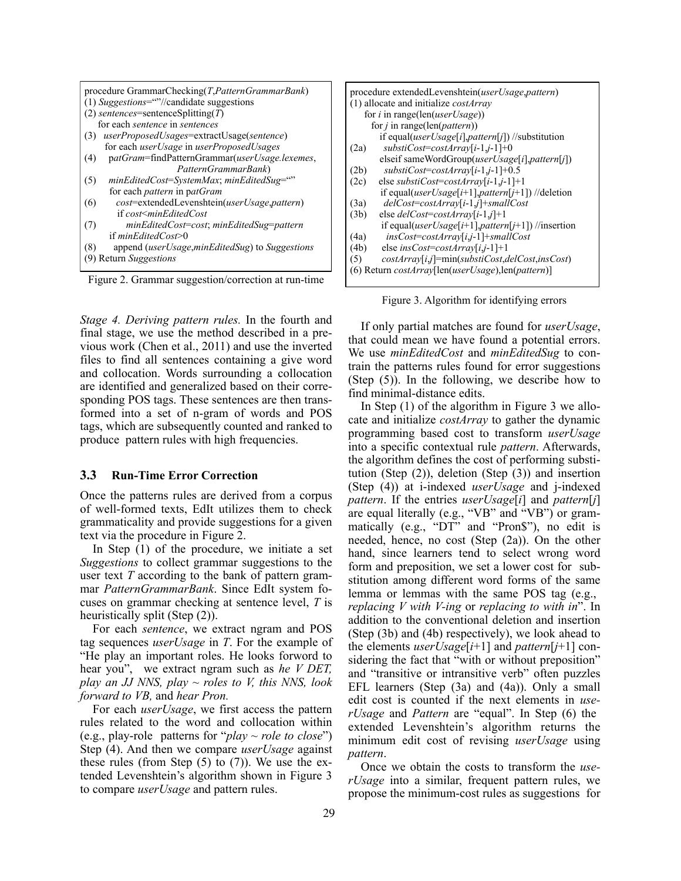```
procedure GrammarChecking(T,PatternGrammarBank)
(1) Suggestions=""//candidate suggestions
(2) sentences=sentenceSplitting(T)
    for each sentence in sentences
(3)   userProposedUsages=extractUsage(sentence)
      for each userUsage in userProposedUsages
(4)     patGram=findPatternGrammar(userUsage.lexemes,
                              PatternGrammarBank)
(5)     minEditedCost=SystemMax; minEditedSug=""
        for each pattern in patGram
(6)       cost=extendedLevenshtein(userUsage,pattern)
          if cost<minEditedCost
(7)         minEditedCost=cost; minEditedSug=pattern
        if minEditedCost>0
(8)       append (userUsage,minEditedSug) to Suggestions
(9) Return Suggestions
```

Figure 2. Grammar suggestion/correction at run-time

```
procedure extendedLevenshtein(userUsage,pattern)
(1) allocate and initialize costArray
    for i in range(len(userUsage))
      for j in range(len(pattern))
        if equal(userUsage[i],pattern[j]) //substitution
(2a)      substiCost=costArray[i-1,j-1]+0
        elseif sameWordGroup(userUsage[i],pattern[j])
(2b)      substiCost=costArray[i-1,j-1]+0.5
(2c)    else substiCost=costArray[i-1,j-1]+1
        if equal(userUsage[i+1],pattern[j+1]) //deletion
(3a)      delCost=costArray[i-1,j]+smallCost
(3b)    else delCost=costArray[i-1,j]+1
        if equal(userUsage[i+1],pattern[j+1]) //insertion
(4a)      insCost=costArray[i,j-1]+smallCost
(4b)    else insCost=costArray[i,j-1]+1
(5)     costArray[i,j]=min(substiCost,delCost,insCost)
(6) Return costArray[len(userUsage),len(pattern)]
```

Figure 3. Algorithm for identifying errors

*Stage 4. Deriving pattern rules.* In the fourth and final stage, we use the method described in a previous work (Chen et al., 2011) and use the inverted files to find all sentences containing a give word and collocation. Words surrounding a collocation are identified and generalized based on their corresponding POS tags. These sentences are then transformed into a set of n-gram of words and POS tags, which are subsequently counted and ranked to produce pattern rules with high frequencies.

### 3.3 Run-Time Error Correction

Once the patterns rules are derived from a corpus of well-formed texts, EdIt utilizes them to check grammaticality and provide suggestions for a given text via the procedure in Figure 2.

In Step (1) of the procedure, we initiate a set *Suggestions* to collect grammar suggestions to the user text *T* according to the bank of pattern grammar *PatternGrammarBank*. Since EdIt system focuses on grammar checking at sentence level, *T* is heuristically split (Step (2)).

For each *sentence*, we extract ngram and POS tag sequences *userUsage* in *T*. For the example of "He play an important roles. He looks forword to hear you", we extract ngram such as *he V DET, play an JJ NNS, play ~ roles to V, this NNS, look forward to VB,* and *hear Pron.*

For each *userUsage*, we first access the pattern rules related to the word and collocation within (e.g., play-role patterns for "*play ~ role to close*") Step (4). And then we compare *userUsage* against these rules (from Step (5) to (7)). We use the extended Levenshtein's algorithm shown in Figure 3 to compare *userUsage* and pattern rules.

If only partial matches are found for *userUsage*, that could mean we have found a potential errors. We use *minEditedCost* and *minEditedSug* to contrain the patterns rules found for error suggestions (Step (5)). In the following, we describe how to find minimal-distance edits.

In Step (1) of the algorithm in Figure 3 we allocate and initialize *costArray* to gather the dynamic programming based cost to transform *userUsage* into a specific contextual rule *pattern*. Afterwards, the algorithm defines the cost of performing substitution (Step (2)), deletion (Step (3)) and insertion (Step (4)) at i-indexed *userUsage* and j-indexed *pattern*. If the entries *userUsage*[*i*] and *pattern*[*j*] are equal literally (e.g., "VB" and "VB") or grammatically (e.g., "DT" and "Pron$"), no edit is needed, hence, no cost (Step (2a)). On the other hand, since learners tend to select wrong word form and preposition, we set a lower cost for substitution among different word forms of the same lemma or lemmas with the same POS tag (e.g., *replacing V with V-ing* or *replacing to with in*". In addition to the conventional deletion and insertion (Step (3b) and (4b) respectively), we look ahead to the elements *userUsage*[*i*+1] and *pattern*[*j*+1] considering the fact that "with or without preposition" and "transitive or intransitive verb" often puzzles EFL learners (Step (3a) and (4a)). Only a small edit cost is counted if the next elements in *userUsage* and *Pattern* are "equal". In Step (6) the extended Levenshtein's algorithm returns the minimum edit cost of revising *userUsage* using *pattern*.

Once we obtain the costs to transform the *userUsage* into a similar, frequent pattern rules, we propose the minimum-cost rules as suggestions for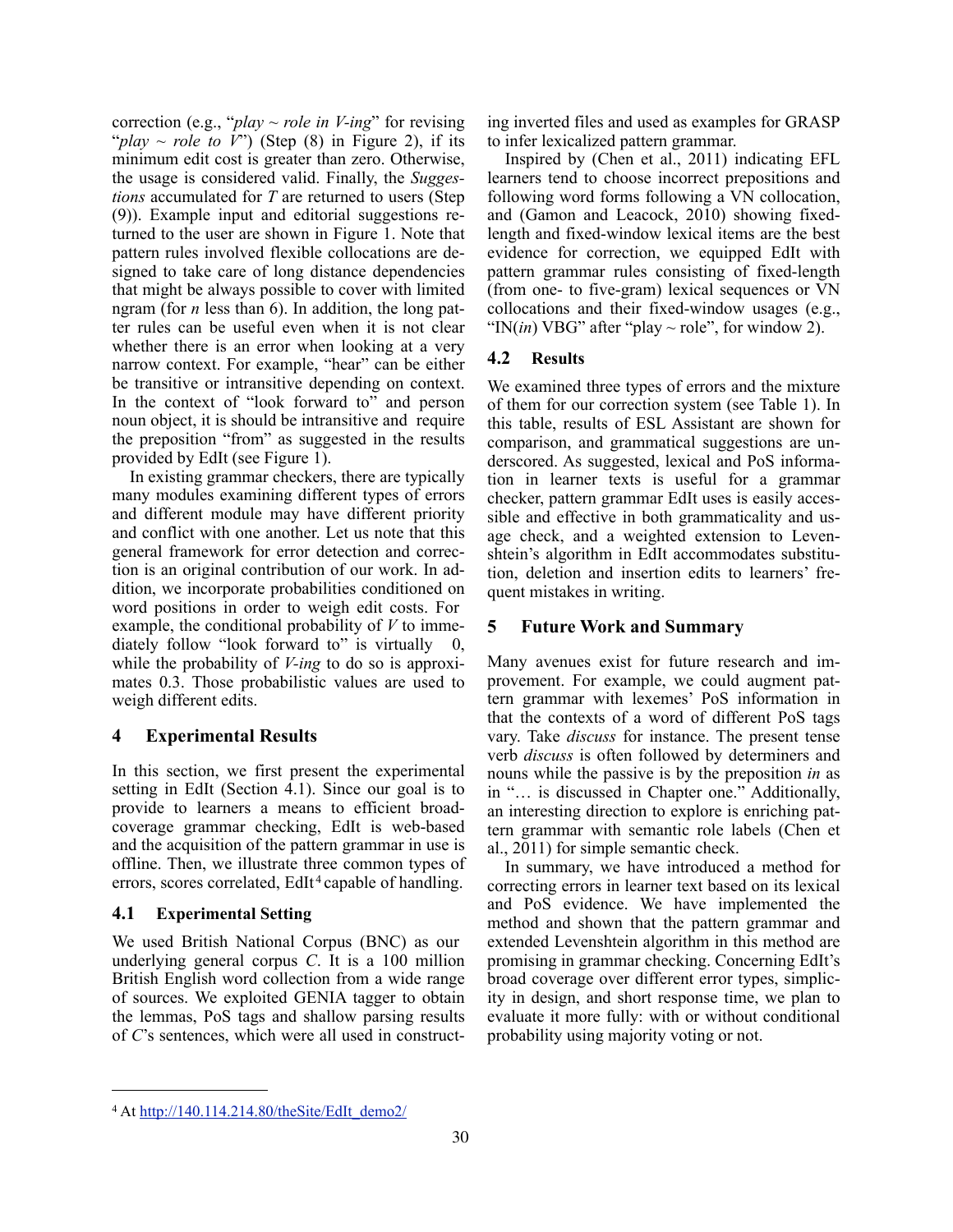correction (e.g., "*play ~ role in V-ing*" for revising "*play ~ role to V*") (Step (8) in Figure 2), if its minimum edit cost is greater than zero. Otherwise, the usage is considered valid. Finally, the *Suggestions* accumulated for *T* are returned to users (Step (9)). Example input and editorial suggestions returned to the user are shown in Figure 1. Note that pattern rules involved flexible collocations are designed to take care of long distance dependencies that might be always possible to cover with limited ngram (for *n* less than 6). In addition, the long patter rules can be useful even when it is not clear whether there is an error when looking at a very narrow context. For example, "hear" can be either be transitive or intransitive depending on context. In the context of "look forward to" and person noun object, it is should be intransitive and require the preposition "from" as suggested in the results provided by EdIt (see Figure 1).

In existing grammar checkers, there are typically many modules examining different types of errors and different module may have different priority and conflict with one another. Let us note that this general framework for error detection and correction is an original contribution of our work. In addition, we incorporate probabilities conditioned on word positions in order to weigh edit costs. For example, the conditional probability of *V* to immediately follow "look forward to" is virtually 0, while the probability of *V-ing* to do so is approximates 0.3. Those probabilistic values are used to weigh different edits.

## 4 Experimental Results

In this section, we first present the experimental setting in EdIt (Section 4.1). Since our goal is to provide to learners a means to efficient broad-coverage grammar checking, EdIt is web-based and the acquisition of the pattern grammar in use is offline. Then, we illustrate three common types of errors, scores correlated, EdIt[4] capable of handling.

### 4.1 Experimental Setting

We used British National Corpus (BNC) as our underlying general corpus *C*. It is a 100 million British English word collection from a wide range of sources. We exploited GENIA tagger to obtain the lemmas, PoS tags and shallow parsing results of *C*'s sentences, which were all used in constructing inverted files and used as examples for GRASP to infer lexicalized pattern grammar.

Inspired by (Chen et al., 2011) indicating EFL learners tend to choose incorrect prepositions and following word forms following a VN collocation, and (Gamon and Leacock, 2010) showing fixed-length and fixed-window lexical items are the best evidence for correction, we equipped EdIt with pattern grammar rules consisting of fixed-length (from one- to five-gram) lexical sequences or VN collocations and their fixed-window usages (e.g., "IN(*in*) VBG" after "play ~ role", for window 2).

### 4.2 Results

We examined three types of errors and the mixture of them for our correction system (see Table 1). In this table, results of ESL Assistant are shown for comparison, and grammatical suggestions are underscored. As suggested, lexical and PoS information in learner texts is useful for a grammar checker, pattern grammar EdIt uses is easily accessible and effective in both grammaticality and usage check, and a weighted extension to Levenshtein's algorithm in EdIt accommodates substitution, deletion and insertion edits to learners' frequent mistakes in writing.

## 5 Future Work and Summary

Many avenues exist for future research and improvement. For example, we could augment pattern grammar with lexemes' PoS information in that the contexts of a word of different PoS tags vary. Take *discuss* for instance. The present tense verb *discuss* is often followed by determiners and nouns while the passive is by the preposition *in* as in "… is discussed in Chapter one." Additionally, an interesting direction to explore is enriching pattern grammar with semantic role labels (Chen et al., 2011) for simple semantic check.

In summary, we have introduced a method for correcting errors in learner text based on its lexical and PoS evidence. We have implemented the method and shown that the pattern grammar and extended Levenshtein algorithm in this method are promising in grammar checking. Concerning EdIt's broad coverage over different error types, simplicity in design, and short response time, we plan to evaluate it more fully: with or without conditional probability using majority voting or not.

---

[4] At http://140.114.214.80/theSite/EdIt_demo2/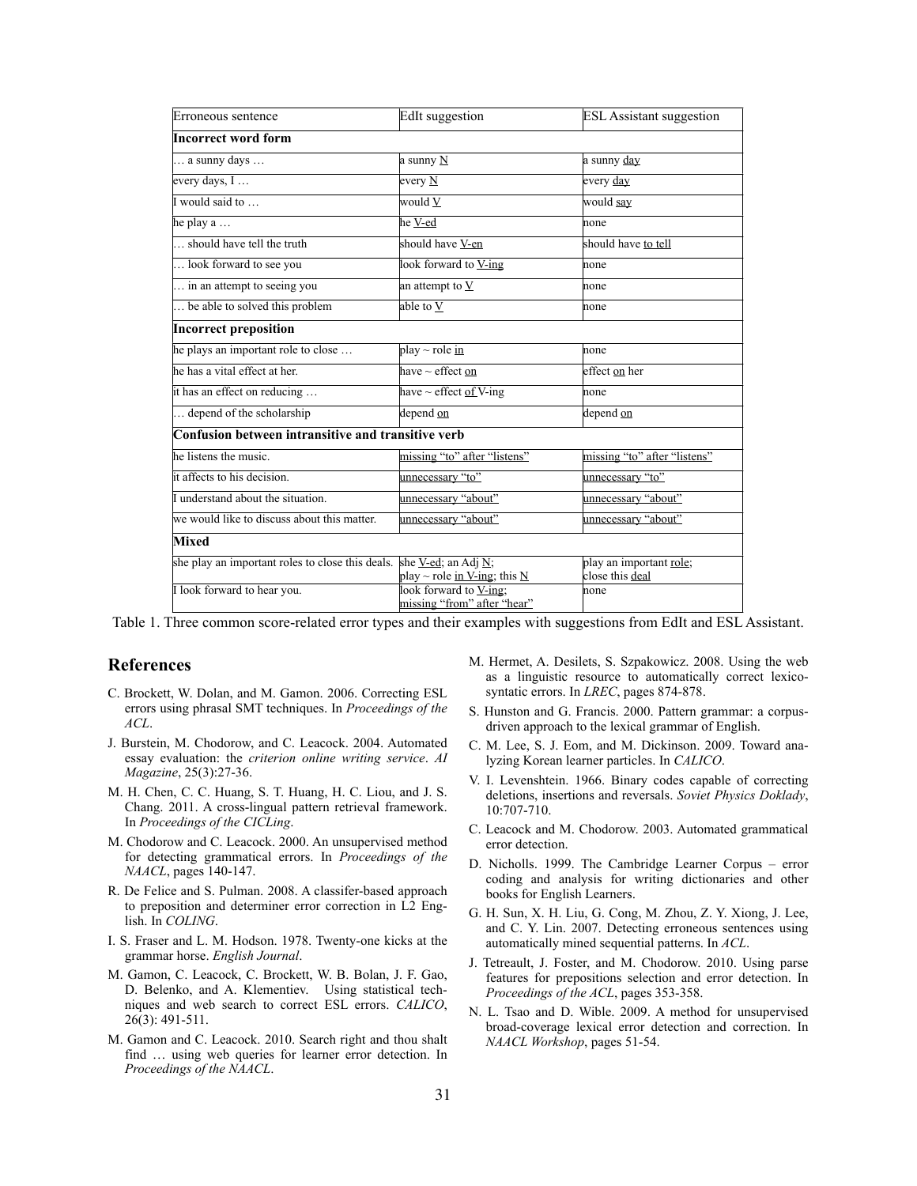| Erroneous sentence | EdIt suggestion | ESL Assistant suggestion |
|---|---|---|
| **Incorrect word form** | | |
| … a sunny days … | a sunny N | a sunny day |
| every days, I … | every N | every day |
| I would said to … | would V | would say |
| he play a … | he V-ed | none |
| … should have tell the truth | should have V-en | should have to tell |
| … look forward to see you | look forward to V-ing | none |
| … in an attempt to seeing you | an attempt to V | none |
| … be able to solved this problem | able to V | none |
| **Incorrect preposition** | | |
| he plays an important role to close … | play ~ role in | none |
| he has a vital effect at her. | have ~ effect on | effect on her |
| it has an effect on reducing … | have ~ effect of V-ing | none |
| … depend of the scholarship | depend on | depend on |
| **Confusion between intransitive and transitive verb** | | |
| he listens the music. | missing "to" after "listens" | missing "to" after "listens" |
| it affects to his decision. | unnecessary "to" | unnecessary "to" |
| I understand about the situation. | unnecessary "about" | unnecessary "about" |
| we would like to discuss about this matter. | unnecessary "about" | unnecessary "about" |
| **Mixed** | | |
| she play an important roles to close this deals. | she V-ed; an Adj N; play ~ role in V-ing; this N | play an important role; close this deal |
| I look forward to hear you. | look forward to V-ing; missing "from" after "hear" | none |

Table 1. Three common score-related error types and their examples with suggestions from EdIt and ESL Assistant.

## References

C. Brockett, W. Dolan, and M. Gamon. 2006. Correcting ESL errors using phrasal SMT techniques. In *Proceedings of the ACL*.

J. Burstein, M. Chodorow, and C. Leacock. 2004. Automated essay evaluation: the *criterion online writing service*. *AI Magazine*, 25(3):27-36.

M. H. Chen, C. C. Huang, S. T. Huang, H. C. Liou, and J. S. Chang. 2011. A cross-lingual pattern retrieval framework. In *Proceedings of the CICLing*.

M. Chodorow and C. Leacock. 2000. An unsupervised method for detecting grammatical errors. In *Proceedings of the NAACL*, pages 140-147.

R. De Felice and S. Pulman. 2008. A classifer-based approach to preposition and determiner error correction in L2 English. In *COLING*.

I. S. Fraser and L. M. Hodson. 1978. Twenty-one kicks at the grammar horse. *English Journal*.

M. Gamon, C. Leacock, C. Brockett, W. B. Bolan, J. F. Gao, D. Belenko, and A. Klementiev. Using statistical techniques and web search to correct ESL errors. *CALICO*, 26(3): 491-511.

M. Gamon and C. Leacock. 2010. Search right and thou shalt find … using web queries for learner error detection. In *Proceedings of the NAACL*.

M. Hermet, A. Desilets, S. Szpakowicz. 2008. Using the web as a linguistic resource to automatically correct lexico-syntactic errors. In *LREC*, pages 874-878.

S. Hunston and G. Francis. 2000. Pattern grammar: a corpus-driven approach to the lexical grammar of English.

C. M. Lee, S. J. Eom, and M. Dickinson. 2009. Toward analyzing Korean learner particles. In *CALICO*.

V. I. Levenshtein. 1966. Binary codes capable of correcting deletions, insertions and reversals. *Soviet Physics Doklady*, 10:707-710.

C. Leacock and M. Chodorow. 2003. Automated grammatical error detection.

D. Nicholls. 1999. The Cambridge Learner Corpus – error coding and analysis for writing dictionaries and other books for English Learners.

G. H. Sun, X. H. Liu, G. Cong, M. Zhou, Z. Y. Xiong, J. Lee, and C. Y. Lin. 2007. Detecting erroneous sentences using automatically mined sequential patterns. In *ACL*.

J. Tetreault, J. Foster, and M. Chodorow. 2010. Using parse features for prepositions selection and error detection. In *Proceedings of the ACL*, pages 353-358.

N. L. Tsao and D. Wible. 2009. A method for unsupervised broad-coverage lexical error detection and correction. In *NAACL Workshop*, pages 51-54.